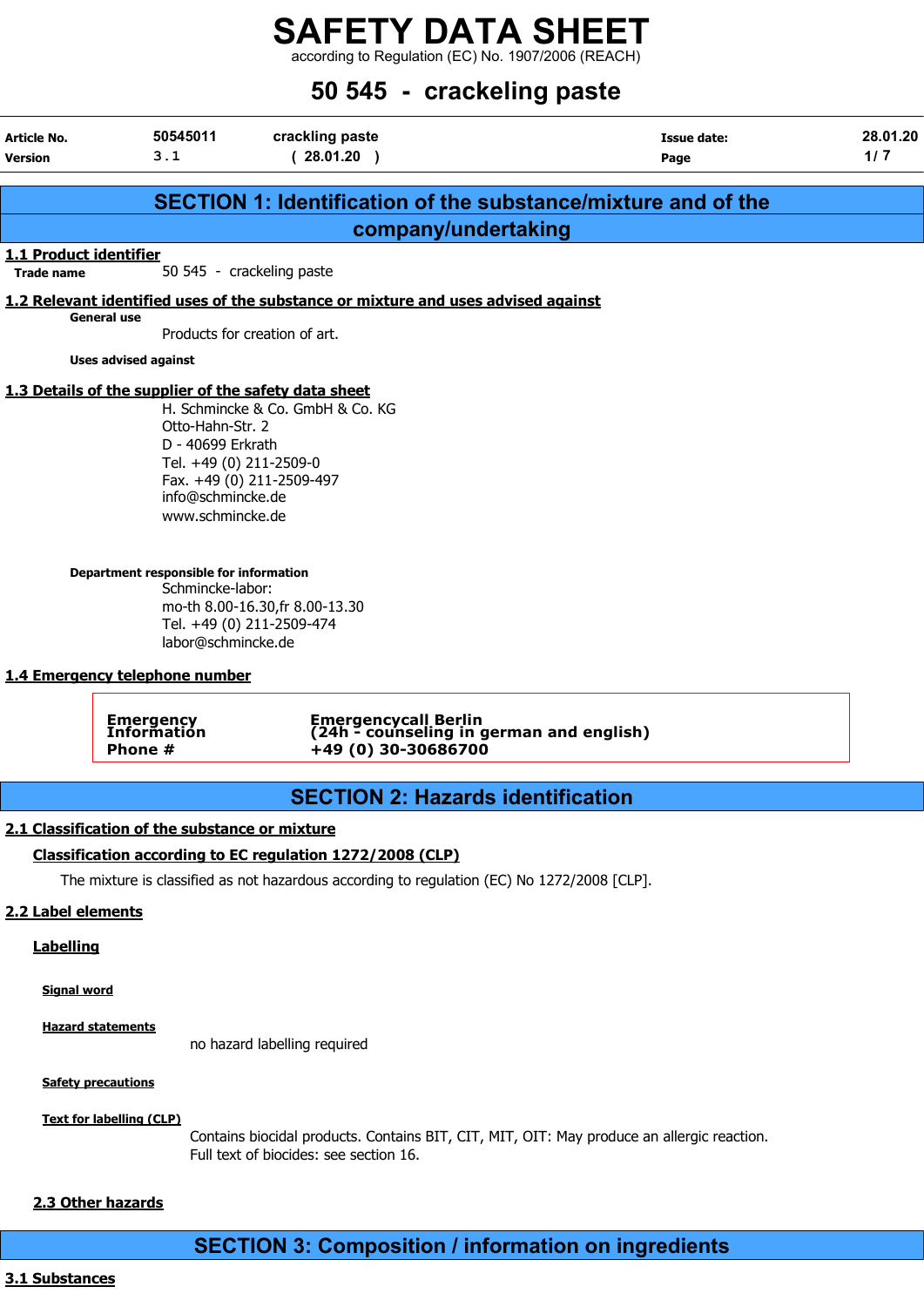# SAFETY DATA SHEET

according to Regulation (EC) No. 1907/2006 (REACH)

## 50 545 - crackeling paste

| | | | | |
|---|---|---|---|---|
| **Article No.** | 50545011 | crackling paste | **Issue date:** | 28.01.20 |
| **Version** | 3.1 | ( 28.01.20 ) | **Page** | 1/ 7 |

## SECTION 1: Identification of the substance/mixture and of the company/undertaking

### 1.1 Product identifier

**Trade name** 50 545 - crackeling paste

### 1.2 Relevant identified uses of the substance or mixture and uses advised against

**General use**

Products for creation of art.

**Uses advised against**

### 1.3 Details of the supplier of the safety data sheet

H. Schmincke & Co. GmbH & Co. KG
Otto-Hahn-Str. 2
D - 40699 Erkrath
Tel. +49 (0) 211-2509-0
Fax. +49 (0) 211-2509-497
info@schmincke.de
www.schmincke.de

**Department responsible for information**

Schmincke-labor:
mo-th 8.00-16.30,fr 8.00-13.30
Tel. +49 (0) 211-2509-474
labor@schmincke.de

### 1.4 Emergency telephone number

**Emergency Information Phone #** **Emergencycall Berlin (24h - counseling in german and english) +49 (0) 30-30686700**

## SECTION 2: Hazards identification

### 2.1 Classification of the substance or mixture

#### Classification according to EC regulation 1272/2008 (CLP)

The mixture is classified as not hazardous according to regulation (EC) No 1272/2008 [CLP].

### 2.2 Label elements

#### Labelling

**Signal word**

**Hazard statements**

no hazard labelling required

**Safety precautions**

**Text for labelling (CLP)**

Contains biocidal products. Contains BIT, CIT, MIT, OIT: May produce an allergic reaction.
Full text of biocides: see section 16.

### 2.3 Other hazards

## SECTION 3: Composition / information on ingredients

### 3.1 Substances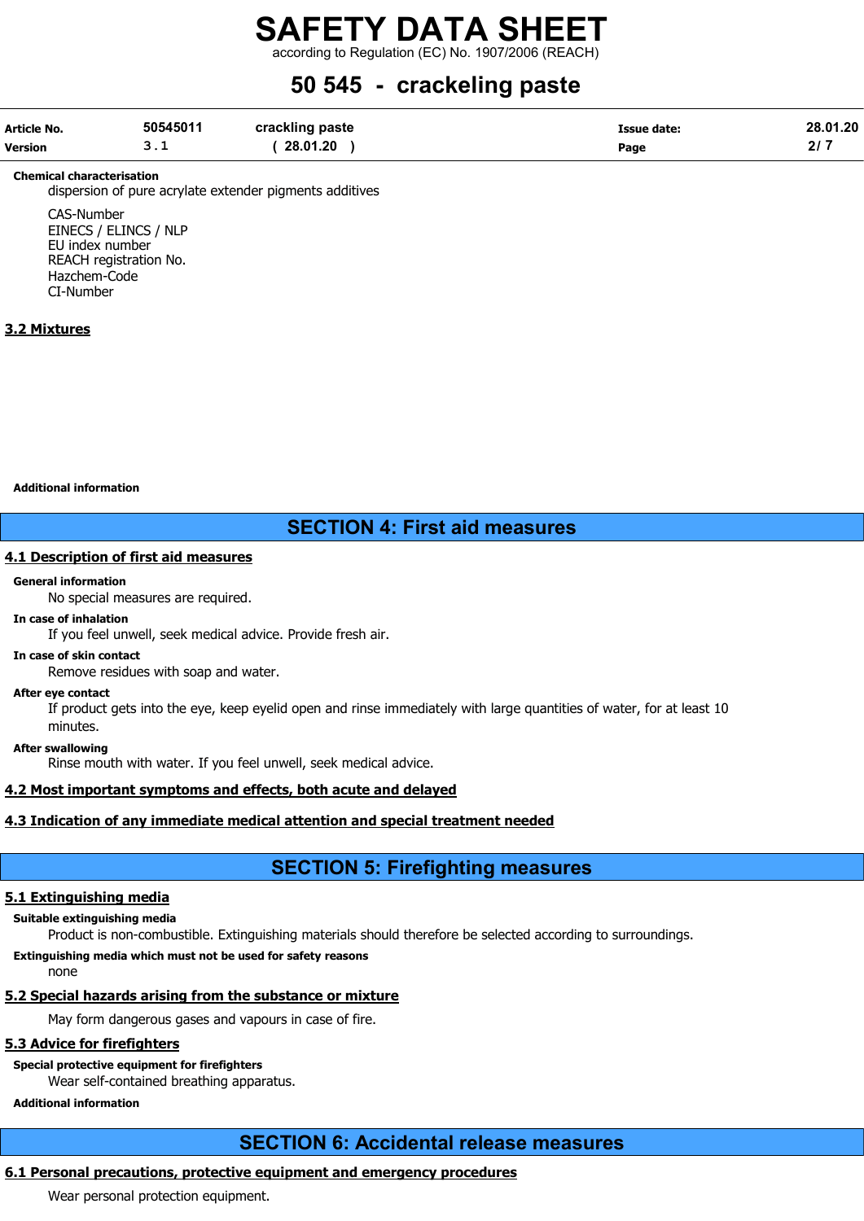**Chemical characterisation**

dispersion of pure acrylate extender pigments additives

CAS-Number
EINECS / ELINCS / NLP
EU index number
REACH registration No.
Hazchem-Code
CI-Number

### 3.2 Mixtures

**Additional information**

## SECTION 4: First aid measures

### 4.1 Description of first aid measures

**General information**

No special measures are required.

**In case of inhalation**

If you feel unwell, seek medical advice. Provide fresh air.

**In case of skin contact**

Remove residues with soap and water.

**After eye contact**

If product gets into the eye, keep eyelid open and rinse immediately with large quantities of water, for at least 10 minutes.

**After swallowing**

Rinse mouth with water. If you feel unwell, seek medical advice.

### 4.2 Most important symptoms and effects, both acute and delayed

### 4.3 Indication of any immediate medical attention and special treatment needed

## SECTION 5: Firefighting measures

### 5.1 Extinguishing media

**Suitable extinguishing media**

Product is non-combustible. Extinguishing materials should therefore be selected according to surroundings.

**Extinguishing media which must not be used for safety reasons**

none

### 5.2 Special hazards arising from the substance or mixture

May form dangerous gases and vapours in case of fire.

### 5.3 Advice for firefighters

**Special protective equipment for firefighters**

Wear self-contained breathing apparatus.

**Additional information**

## SECTION 6: Accidental release measures

### 6.1 Personal precautions, protective equipment and emergency procedures

Wear personal protection equipment.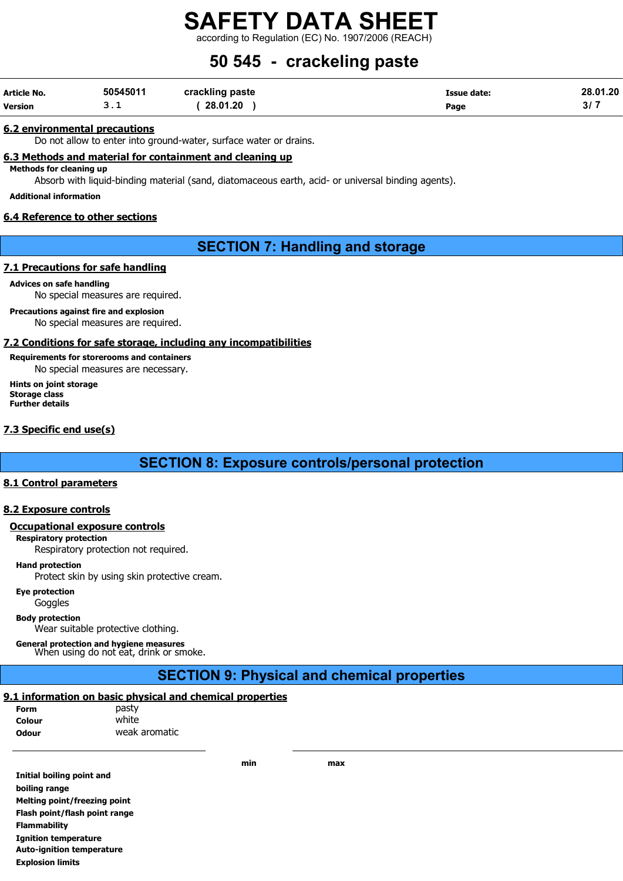### 6.2 environmental precautions

Do not allow to enter into ground-water, surface water or drains.

### 6.3 Methods and material for containment and cleaning up

**Methods for cleaning up**

Absorb with liquid-binding material (sand, diatomaceous earth, acid- or universal binding agents).

**Additional information**

### 6.4 Reference to other sections

## SECTION 7: Handling and storage

### 7.1 Precautions for safe handling

**Advices on safe handling**

No special measures are required.

**Precautions against fire and explosion**

No special measures are required.

### 7.2 Conditions for safe storage, including any incompatibilities

**Requirements for storerooms and containers**

No special measures are necessary.

**Hints on joint storage**
**Storage class**
**Further details**

### 7.3 Specific end use(s)

## SECTION 8: Exposure controls/personal protection

### 8.1 Control parameters

### 8.2 Exposure controls

#### Occupational exposure controls

**Respiratory protection**

Respiratory protection not required.

**Hand protection**

Protect skin by using skin protective cream.

**Eye protection**

Goggles

**Body protection**

Wear suitable protective clothing.

**General protection and hygiene measures**

When using do not eat, drink or smoke.

## SECTION 9: Physical and chemical properties

### 9.1 information on basic physical and chemical properties

**Form** pasty
**Colour** white
**Odour** weak aromatic

| | min | max |
|---|---|---|
| **Initial boiling point and boiling range** | | |
| **Melting point/freezing point** | | |
| **Flash point/flash point range** | | |
| **Flammability** | | |
| **Ignition temperature** | | |
| **Auto-ignition temperature** | | |
| **Explosion limits** | | |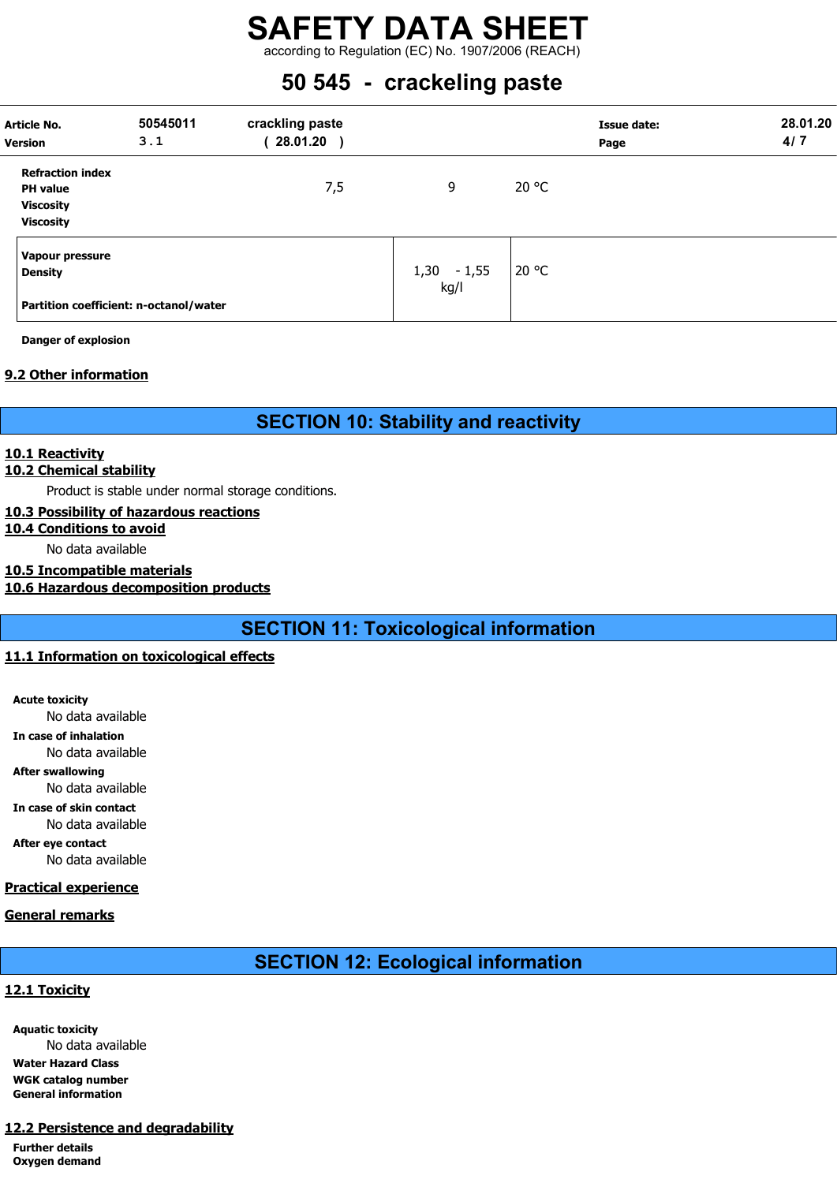| | | | |
|---|---|---|---|
| Refraction index | | | |
| PH value | 7,5 | 9 | 20 °C |
| Viscosity | | | |
| Viscosity | | | |

| | | |
|---|---|---|
| Vapour pressure | | |
| Density | 1,30 - 1,55 kg/l | 20 °C |
| Partition coefficient: n-octanol/water | | |

**Danger of explosion**

### 9.2 Other information

## SECTION 10: Stability and reactivity

### 10.1 Reactivity

### 10.2 Chemical stability

Product is stable under normal storage conditions.

### 10.3 Possibility of hazardous reactions

### 10.4 Conditions to avoid

No data available

### 10.5 Incompatible materials

### 10.6 Hazardous decomposition products

## SECTION 11: Toxicological information

### 11.1 Information on toxicological effects

**Acute toxicity**

No data available

**In case of inhalation**

No data available

**After swallowing**

No data available

**In case of skin contact**

No data available

**After eye contact**

No data available

### Practical experience

### General remarks

## SECTION 12: Ecological information

### 12.1 Toxicity

**Aquatic toxicity**

No data available

**Water Hazard Class**

**WGK catalog number**

**General information**

### 12.2 Persistence and degradability

**Further details**

**Oxygen demand**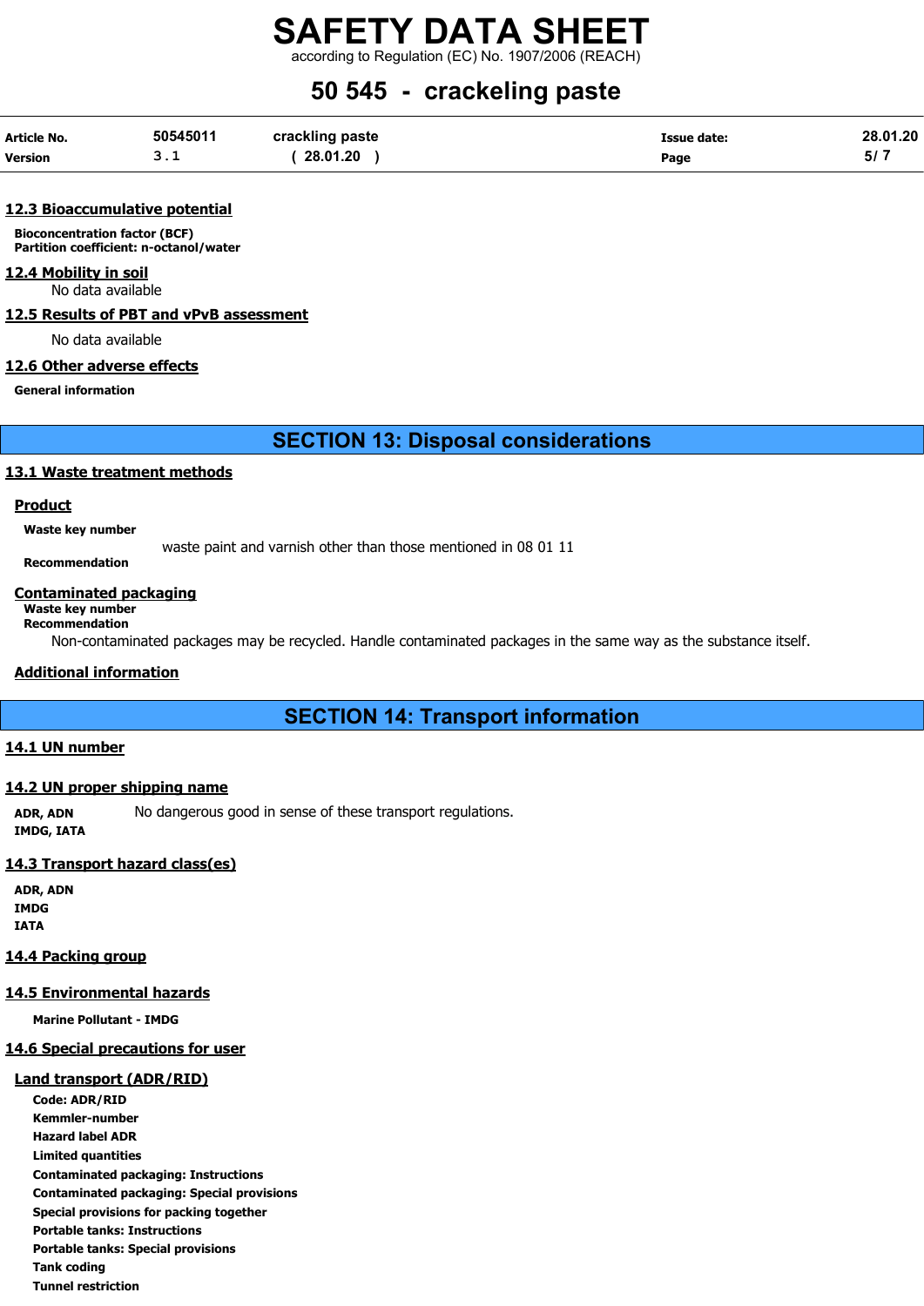### 12.3 Bioaccumulative potential

**Bioconcentration factor (BCF)**
**Partition coefficient: n-octanol/water**

### 12.4 Mobility in soil

No data available

### 12.5 Results of PBT and vPvB assessment

No data available

### 12.6 Other adverse effects

**General information**

## SECTION 13: Disposal considerations

### 13.1 Waste treatment methods

**Product**

**Waste key number**

waste paint and varnish other than those mentioned in 08 01 11

**Recommendation**

**Contaminated packaging**

**Waste key number**
**Recommendation**

Non-contaminated packages may be recycled. Handle contaminated packages in the same way as the substance itself.

**Additional information**

## SECTION 14: Transport information

### 14.1 UN number

### 14.2 UN proper shipping name

**ADR, ADN** No dangerous good in sense of these transport regulations.
**IMDG, IATA**

### 14.3 Transport hazard class(es)

**ADR, ADN**
**IMDG**
**IATA**

### 14.4 Packing group

### 14.5 Environmental hazards

**Marine Pollutant - IMDG**

### 14.6 Special precautions for user

**Land transport (ADR/RID)**

**Code: ADR/RID**
**Kemmler-number**
**Hazard label ADR**
**Limited quantities**
**Contaminated packaging: Instructions**
**Contaminated packaging: Special provisions**
**Special provisions for packing together**
**Portable tanks: Instructions**
**Portable tanks: Special provisions**
**Tank coding**
**Tunnel restriction**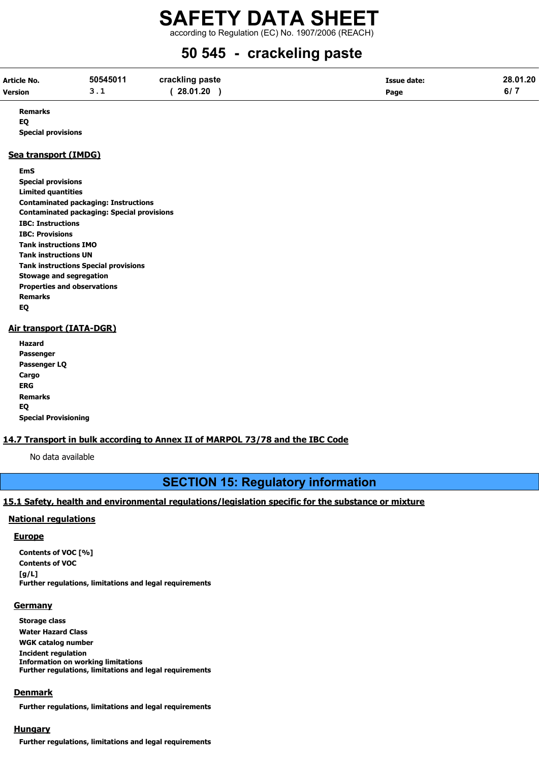Remarks
EQ
Special provisions

## Sea transport (IMDG)

EmS
Special provisions
Limited quantities
Contaminated packaging: Instructions
Contaminated packaging: Special provisions
IBC: Instructions
IBC: Provisions
Tank instructions IMO
Tank instructions UN
Tank instructions Special provisions
Stowage and segregation
Properties and observations
Remarks
EQ

## Air transport (IATA-DGR)

Hazard
Passenger
Passenger LQ
Cargo
ERG
Remarks
EQ
Special Provisioning

## 14.7 Transport in bulk according to Annex II of MARPOL 73/78 and the IBC Code

No data available

# SECTION 15: Regulatory information

## 15.1 Safety, health and environmental regulations/legislation specific for the substance or mixture

### National regulations

#### Europe

Contents of VOC [%]
Contents of VOC [g/L]
Further regulations, limitations and legal requirements

#### Germany

Storage class
Water Hazard Class
WGK catalog number
Incident regulation
Information on working limitations
Further regulations, limitations and legal requirements

#### Denmark

Further regulations, limitations and legal requirements

#### Hungary

Further regulations, limitations and legal requirements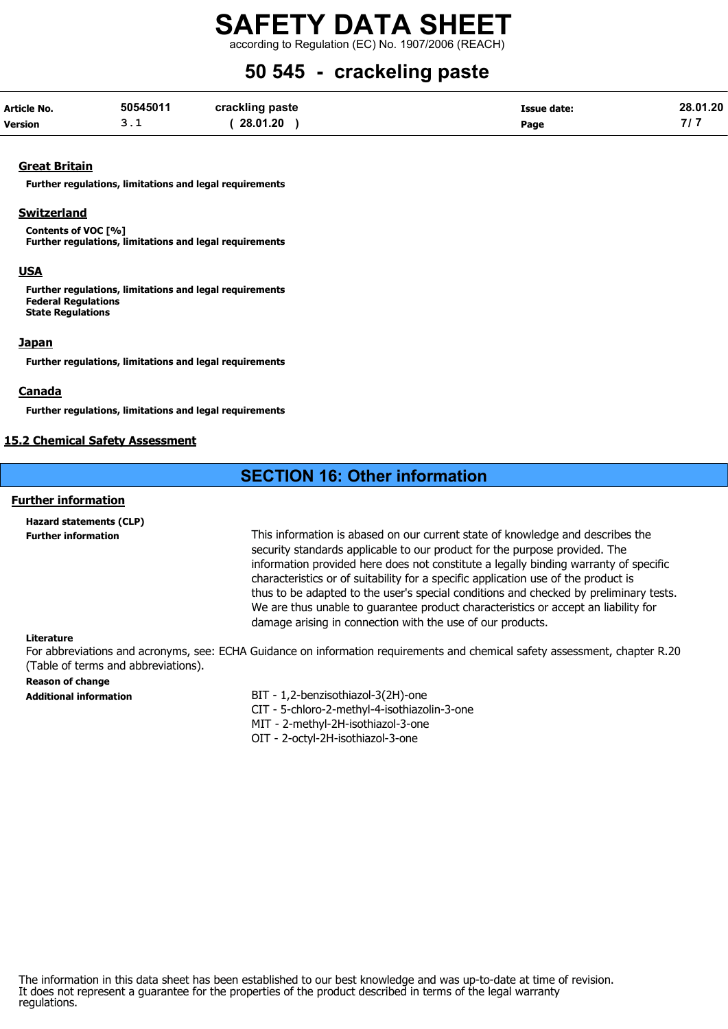### Great Britain

**Further regulations, limitations and legal requirements**

### Switzerland

**Contents of VOC [%]**
**Further regulations, limitations and legal requirements**

### USA

**Further regulations, limitations and legal requirements**
**Federal Regulations**
**State Regulations**

### Japan

**Further regulations, limitations and legal requirements**

### Canada

**Further regulations, limitations and legal requirements**

### 15.2 Chemical Safety Assessment

## SECTION 16: Other information

### Further information

**Hazard statements (CLP)**

**Further information**

This information is abased on our current state of knowledge and describes the security standards applicable to our product for the purpose provided. The information provided here does not constitute a legally binding warranty of specific characteristics or of suitability for a specific application use of the product is thus to be adapted to the user's special conditions and checked by preliminary tests. We are thus unable to guarantee product characteristics or accept an liability for damage arising in connection with the use of our products.

**Literature**

For abbreviations and acronyms, see: ECHA Guidance on information requirements and chemical safety assessment, chapter R.20 (Table of terms and abbreviations).

**Reason of change**

**Additional information**

BIT - 1,2-benzisothiazol-3(2H)-one
CIT - 5-chloro-2-methyl-4-isothiazolin-3-one
MIT - 2-methyl-2H-isothiazol-3-one
OIT - 2-octyl-2H-isothiazol-3-one

The information in this data sheet has been established to our best knowledge and was up-to-date at time of revision. It does not represent a guarantee for the properties of the product described in terms of the legal warranty regulations.